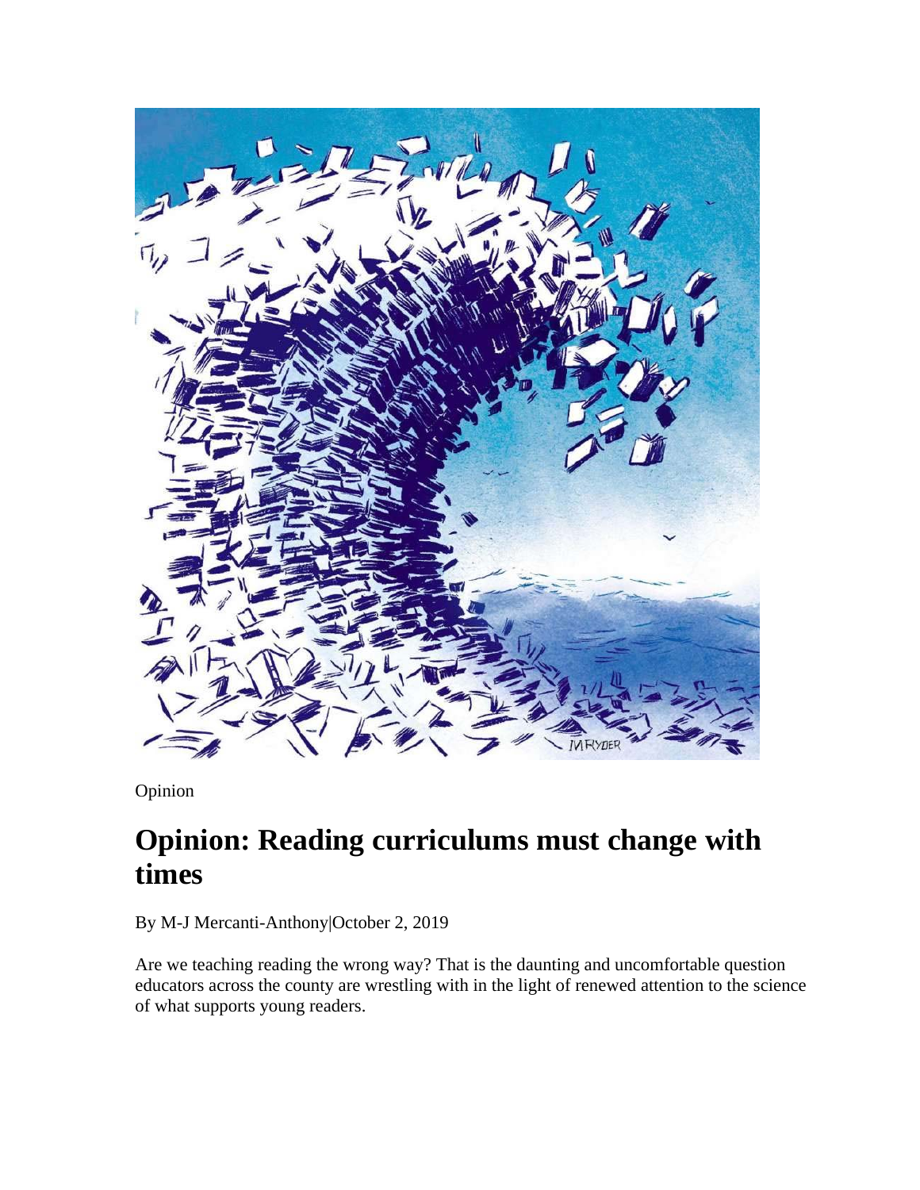Opinion

# Opinion: Reading curriculums must change with times

By M-J Mercanti-Anthony|October 2, 2019

Are we teaching reading the wrong way? That is the daunting and uncomfortable question educators across the county are wrestling with in the light of renewed attention to the science of what supports young readers.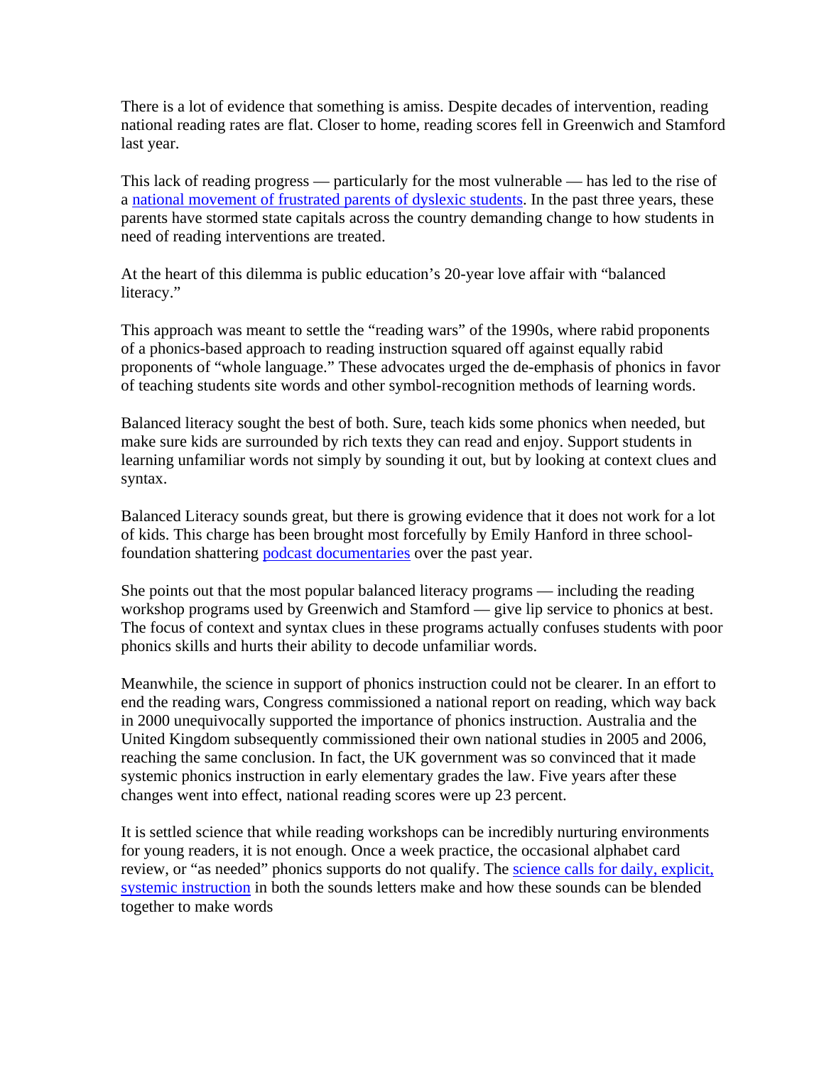There is a lot of evidence that something is amiss. Despite decades of intervention, reading national reading rates are flat. Closer to home, reading scores fell in Greenwich and Stamford last year.

This lack of reading progress — particularly for the most vulnerable — has led to the rise of a national movement of frustrated parents of dyslexic students. In the past three years, these parents have stormed state capitals across the country demanding change to how students in need of reading interventions are treated.

At the heart of this dilemma is public education's 20-year love affair with "balanced literacy."

This approach was meant to settle the "reading wars" of the 1990s, where rabid proponents of a phonics-based approach to reading instruction squared off against equally rabid proponents of "whole language." These advocates urged the de-emphasis of phonics in favor of teaching students site words and other symbol-recognition methods of learning words.

Balanced literacy sought the best of both. Sure, teach kids some phonics when needed, but make sure kids are surrounded by rich texts they can read and enjoy. Support students in learning unfamiliar words not simply by sounding it out, but by looking at context clues and syntax.

Balanced Literacy sounds great, but there is growing evidence that it does not work for a lot of kids. This charge has been brought most forcefully by Emily Hanford in three school-foundation shattering podcast documentaries over the past year.

She points out that the most popular balanced literacy programs — including the reading workshop programs used by Greenwich and Stamford — give lip service to phonics at best. The focus of context and syntax clues in these programs actually confuses students with poor phonics skills and hurts their ability to decode unfamiliar words.

Meanwhile, the science in support of phonics instruction could not be clearer. In an effort to end the reading wars, Congress commissioned a national report on reading, which way back in 2000 unequivocally supported the importance of phonics instruction. Australia and the United Kingdom subsequently commissioned their own national studies in 2005 and 2006, reaching the same conclusion. In fact, the UK government was so convinced that it made systemic phonics instruction in early elementary grades the law. Five years after these changes went into effect, national reading scores were up 23 percent.

It is settled science that while reading workshops can be incredibly nurturing environments for young readers, it is not enough. Once a week practice, the occasional alphabet card review, or "as needed" phonics supports do not qualify. The science calls for daily, explicit, systemic instruction in both the sounds letters make and how these sounds can be blended together to make words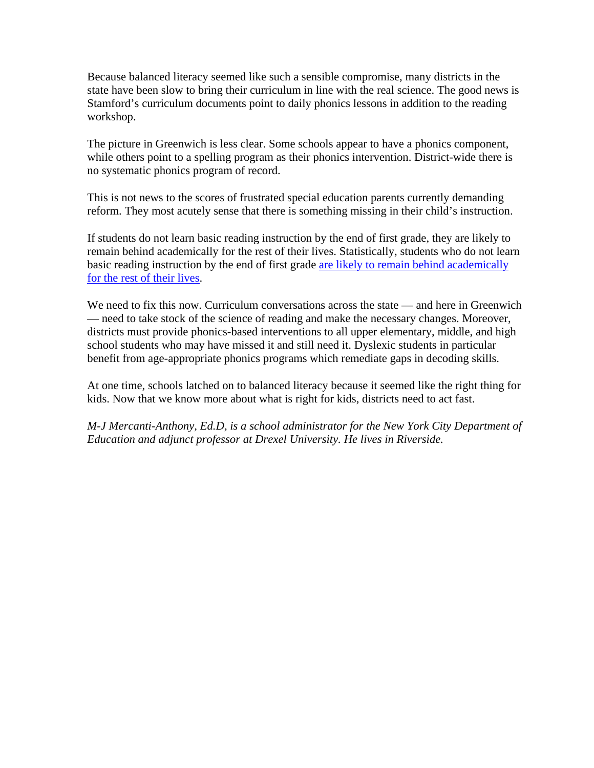Because balanced literacy seemed like such a sensible compromise, many districts in the state have been slow to bring their curriculum in line with the real science. The good news is Stamford's curriculum documents point to daily phonics lessons in addition to the reading workshop.

The picture in Greenwich is less clear. Some schools appear to have a phonics component, while others point to a spelling program as their phonics intervention. District-wide there is no systematic phonics program of record.

This is not news to the scores of frustrated special education parents currently demanding reform. They most acutely sense that there is something missing in their child's instruction.

If students do not learn basic reading instruction by the end of first grade, they are likely to remain behind academically for the rest of their lives. Statistically, students who do not learn basic reading instruction by the end of first grade are likely to remain behind academically for the rest of their lives.

We need to fix this now. Curriculum conversations across the state — and here in Greenwich — need to take stock of the science of reading and make the necessary changes. Moreover, districts must provide phonics-based interventions to all upper elementary, middle, and high school students who may have missed it and still need it. Dyslexic students in particular benefit from age-appropriate phonics programs which remediate gaps in decoding skills.

At one time, schools latched on to balanced literacy because it seemed like the right thing for kids. Now that we know more about what is right for kids, districts need to act fast.

*M-J Mercanti-Anthony, Ed.D, is a school administrator for the New York City Department of Education and adjunct professor at Drexel University. He lives in Riverside.*